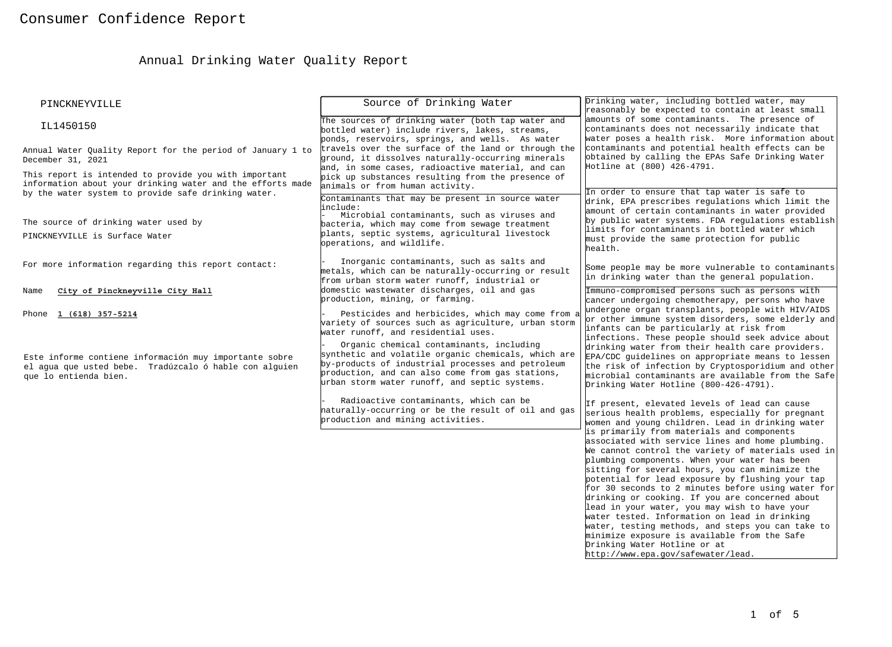# Consumer Confidence Report

## Annual Drinking Water Quality Report

PINCKNEYVILLE

IL1450150

Annual Water Quality Report for the period of January 1 to December 31, 2021

This report is intended to provide you with important information about your drinking water and the efforts made by the water system to provide safe drinking water.

The source of drinking water used by PINCKNEYVILLE is Surface Water

For more information regarding this report contact:

Name **City of Pinckneyville City Hall**

Phone **1 (618) 357-5214**

Este informe contiene información muy importante sobre el agua que usted bebe. Tradúzcalo ó hable con alguien que lo entienda bien.

### Source of Drinking Water

The sources of drinking water (both tap water and bottled water) include rivers, lakes, streams, ponds, reservoirs, springs, and wells. As water travels over the surface of the land or through the ground, it dissolves naturally-occurring minerals and, in some cases, radioactive material, and can pick up substances resulting from the presence of animals or from human activity.

Contaminants that may be present in source water include:

- Microbial contaminants, such as viruses and bacteria, which may come from sewage treatment plants, septic systems, agricultural livestock operations, and wildlife.
- Inorganic contaminants, such as salts and metals, which can be naturally-occurring or result from urban storm water runoff, industrial or domestic wastewater discharges, oil and gas production, mining, or farming.
- Pesticides and herbicides, which may come from a variety of sources such as agriculture, urban storm water runoff, and residential uses.
- Organic chemical contaminants, including synthetic and volatile organic chemicals, which are by-products of industrial processes and petroleum production, and can also come from gas stations, urban storm water runoff, and septic systems.
- Radioactive contaminants, which can be naturally-occurring or be the result of oil and gas production and mining activities.

Drinking water, including bottled water, may reasonably be expected to contain at least small amounts of some contaminants. The presence of contaminants does not necessarily indicate that water poses a health risk. More information about contaminants and potential health effects can be obtained by calling the EPAs Safe Drinking Water Hotline at (800) 426-4791.

In order to ensure that tap water is safe to drink, EPA prescribes regulations which limit the amount of certain contaminants in water provided by public water systems. FDA regulations establish limits for contaminants in bottled water which must provide the same protection for public health.

Some people may be more vulnerable to contaminants in drinking water than the general population.

Immuno-compromised persons such as persons with cancer undergoing chemotherapy, persons who have undergone organ transplants, people with HIV/AIDS or other immune system disorders, some elderly and infants can be particularly at risk from infections. These people should seek advice about drinking water from their health care providers. EPA/CDC guidelines on appropriate means to lessen the risk of infection by Cryptosporidium and other microbial contaminants are available from the Safe Drinking Water Hotline (800-426-4791).

If present, elevated levels of lead can cause serious health problems, especially for pregnant women and young children. Lead in drinking water is primarily from materials and components associated with service lines and home plumbing. We cannot control the variety of materials used in plumbing components. When your water has been sitting for several hours, you can minimize the potential for lead exposure by flushing your tap for 30 seconds to 2 minutes before using water for drinking or cooking. If you are concerned about lead in your water, you may wish to have your water tested. Information on lead in drinking water, testing methods, and steps you can take to minimize exposure is available from the Safe Drinking Water Hotline or at http://www.epa.gov/safewater/lead.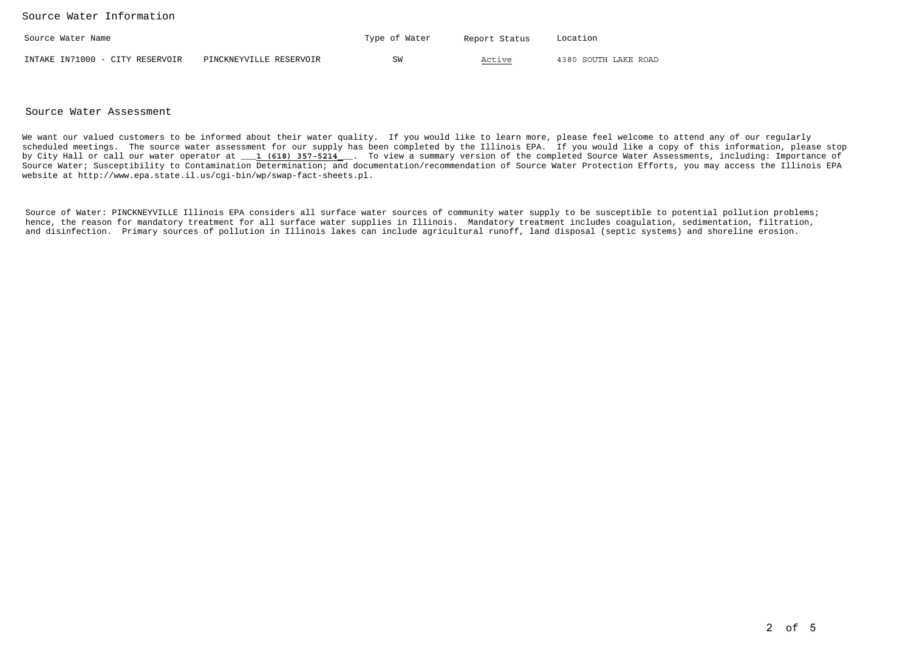## Source Water Information

| Source Water Name | | Type of Water | Report Status | Location |
|---|---|---|---|---|
| INTAKE IN71000 - CITY RESERVOIR | PINCKNEYVILLE RESERVOIR | SW | Active | 4380 SOUTH LAKE ROAD |

## Source Water Assessment

We want our valued customers to be informed about their water quality. If you would like to learn more, please feel welcome to attend any of our regularly scheduled meetings. The source water assessment for our supply has been completed by the Illinois EPA. If you would like a copy of this information, please stop by City Hall or call our water operator at ___**1 (618) 357-5214**___. To view a summary version of the completed Source Water Assessments, including: Importance of Source Water; Susceptibility to Contamination Determination; and documentation/recommendation of Source Water Protection Efforts, you may access the Illinois EPA website at http://www.epa.state.il.us/cgi-bin/wp/swap-fact-sheets.pl.

Source of Water: PINCKNEYVILLE Illinois EPA considers all surface water sources of community water supply to be susceptible to potential pollution problems; hence, the reason for mandatory treatment for all surface water supplies in Illinois. Mandatory treatment includes coagulation, sedimentation, filtration, and disinfection. Primary sources of pollution in Illinois lakes can include agricultural runoff, land disposal (septic systems) and shoreline erosion.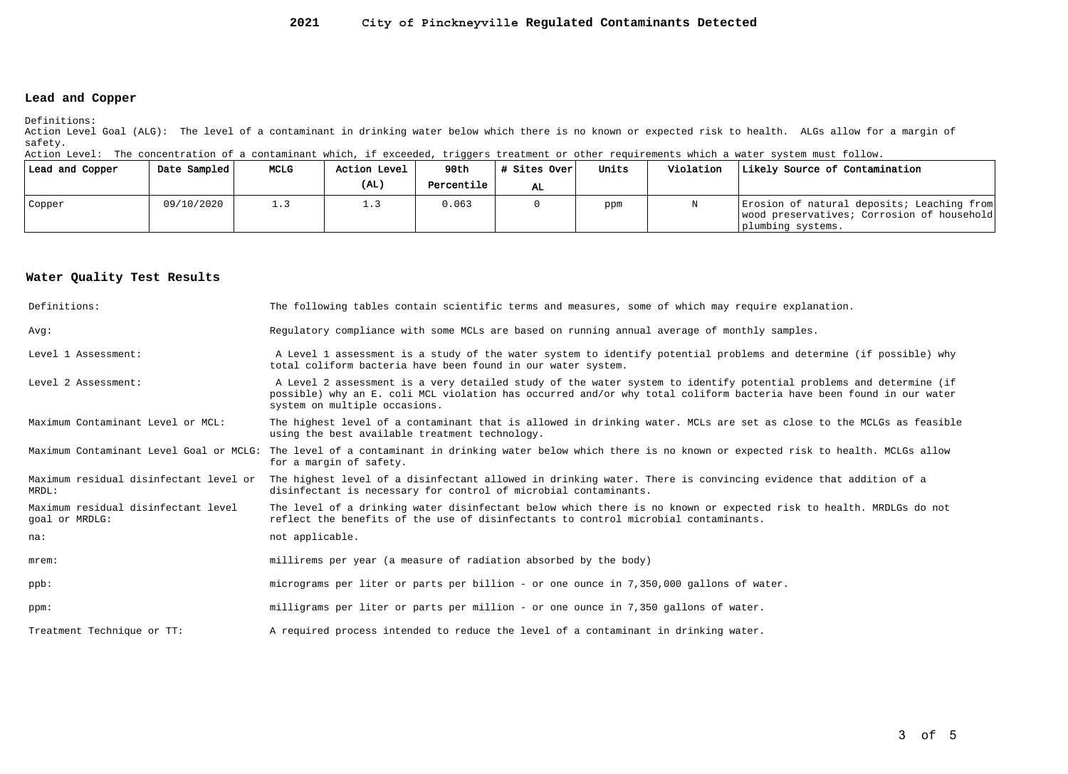# 2021 City of Pinckneyville Regulated Contaminants Detected

## Lead and Copper

Definitions:

Action Level Goal (ALG): The level of a contaminant in drinking water below which there is no known or expected risk to health. ALGs allow for a margin of safety.

Action Level: The concentration of a contaminant which, if exceeded, triggers treatment or other requirements which a water system must follow.

| Lead and Copper | Date Sampled | MCLG | Action Level (AL) | 90th Percentile | # Sites Over AL | Units | Violation | Likely Source of Contamination |
|---|---|---|---|---|---|---|---|---|
| Copper | 09/10/2020 | 1.3 | 1.3 | 0.063 | 0 | ppm | N | Erosion of natural deposits; Leaching from wood preservatives; Corrosion of household plumbing systems. |

## Water Quality Test Results

| | |
|---|---|
| Definitions: | The following tables contain scientific terms and measures, some of which may require explanation. |
| Avg: | Regulatory compliance with some MCLs are based on running annual average of monthly samples. |
| Level 1 Assessment: | A Level 1 assessment is a study of the water system to identify potential problems and determine (if possible) why total coliform bacteria have been found in our water system. |
| Level 2 Assessment: | A Level 2 assessment is a very detailed study of the water system to identify potential problems and determine (if possible) why an E. coli MCL violation has occurred and/or why total coliform bacteria have been found in our water system on multiple occasions. |
| Maximum Contaminant Level or MCL: | The highest level of a contaminant that is allowed in drinking water. MCLs are set as close to the MCLGs as feasible using the best available treatment technology. |
| Maximum Contaminant Level Goal or MCLG: | The level of a contaminant in drinking water below which there is no known or expected risk to health. MCLGs allow for a margin of safety. |
| Maximum residual disinfectant level or MRDL: | The highest level of a disinfectant allowed in drinking water. There is convincing evidence that addition of a disinfectant is necessary for control of microbial contaminants. |
| Maximum residual disinfectant level goal or MRDLG: | The level of a drinking water disinfectant below which there is no known or expected risk to health. MRDLGs do not reflect the benefits of the use of disinfectants to control microbial contaminants. |
| na: | not applicable. |
| mrem: | millirems per year (a measure of radiation absorbed by the body) |
| ppb: | micrograms per liter or parts per billion - or one ounce in 7,350,000 gallons of water. |
| ppm: | milligrams per liter or parts per million - or one ounce in 7,350 gallons of water. |
| Treatment Technique or TT: | A required process intended to reduce the level of a contaminant in drinking water. |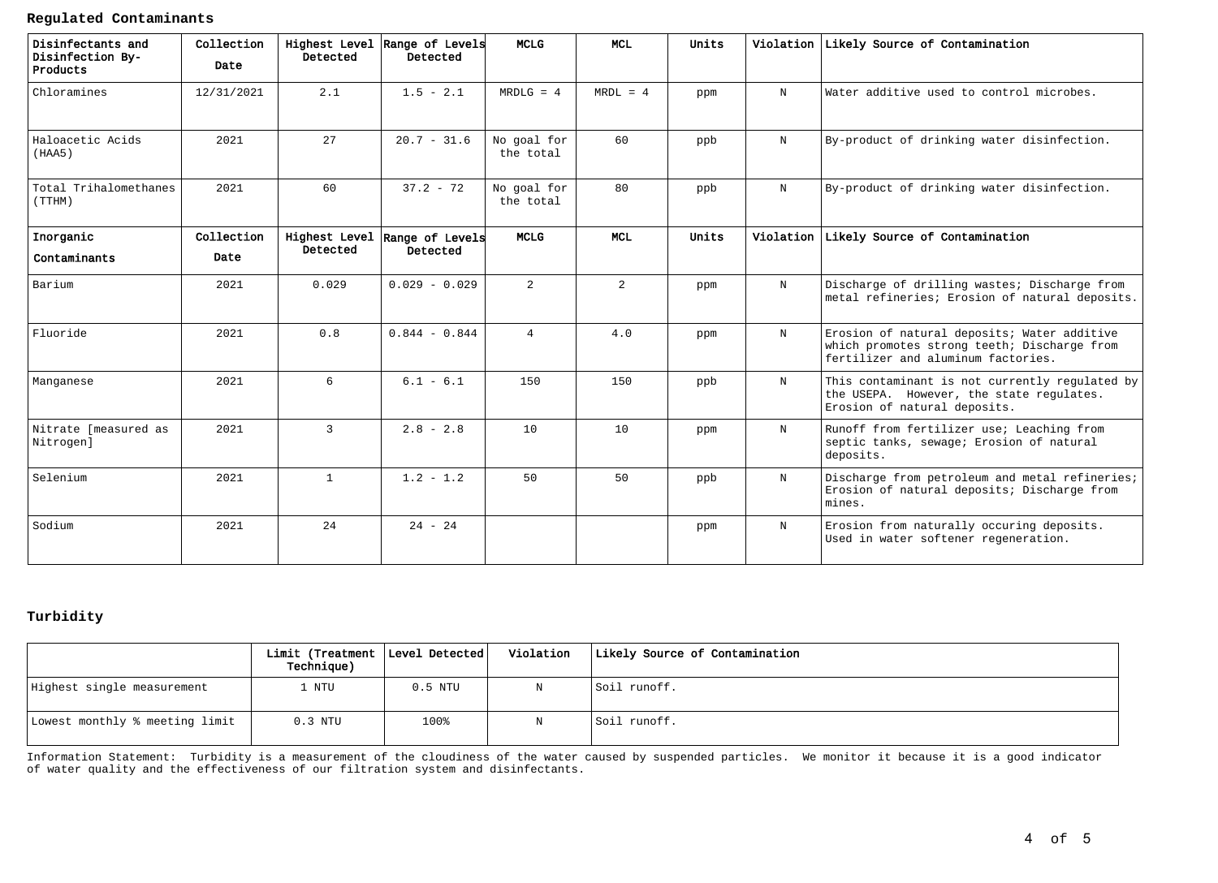### Regulated Contaminants

| Disinfectants and Disinfection By-Products | Collection Date | Highest Level Detected | Range of Levels Detected | MCLG | MCL | Units | Violation | Likely Source of Contamination |
|---|---|---|---|---|---|---|---|---|
| Chloramines | 12/31/2021 | 2.1 | 1.5 - 2.1 | MRDLG = 4 | MRDL = 4 | ppm | N | Water additive used to control microbes. |
| Haloacetic Acids (HAA5) | 2021 | 27 | 20.7 - 31.6 | No goal for the total | 60 | ppb | N | By-product of drinking water disinfection. |
| Total Trihalomethanes (TTHM) | 2021 | 60 | 37.2 - 72 | No goal for the total | 80 | ppb | N | By-product of drinking water disinfection. |
| **Inorganic Contaminants** | **Collection Date** | **Highest Level Detected** | **Range of Levels Detected** | **MCLG** | **MCL** | **Units** | **Violation** | **Likely Source of Contamination** |
| Barium | 2021 | 0.029 | 0.029 - 0.029 | 2 | 2 | ppm | N | Discharge of drilling wastes; Discharge from metal refineries; Erosion of natural deposits. |
| Fluoride | 2021 | 0.8 | 0.844 - 0.844 | 4 | 4.0 | ppm | N | Erosion of natural deposits; Water additive which promotes strong teeth; Discharge from fertilizer and aluminum factories. |
| Manganese | 2021 | 6 | 6.1 - 6.1 | 150 | 150 | ppb | N | This contaminant is not currently regulated by the USEPA. However, the state regulates. Erosion of natural deposits. |
| Nitrate [measured as Nitrogen] | 2021 | 3 | 2.8 - 2.8 | 10 | 10 | ppm | N | Runoff from fertilizer use; Leaching from septic tanks, sewage; Erosion of natural deposits. |
| Selenium | 2021 | 1 | 1.2 - 1.2 | 50 | 50 | ppb | N | Discharge from petroleum and metal refineries; Erosion of natural deposits; Discharge from mines. |
| Sodium | 2021 | 24 | 24 - 24 | | | ppm | N | Erosion from naturally occuring deposits. Used in water softener regeneration. |

### Turbidity

| | Limit (Treatment Technique) | Level Detected | Violation | Likely Source of Contamination |
|---|---|---|---|---|
| Highest single measurement | 1 NTU | 0.5 NTU | N | Soil runoff. |
| Lowest monthly % meeting limit | 0.3 NTU | 100% | N | Soil runoff. |

Information Statement: Turbidity is a measurement of the cloudiness of the water caused by suspended particles. We monitor it because it is a good indicator of water quality and the effectiveness of our filtration system and disinfectants.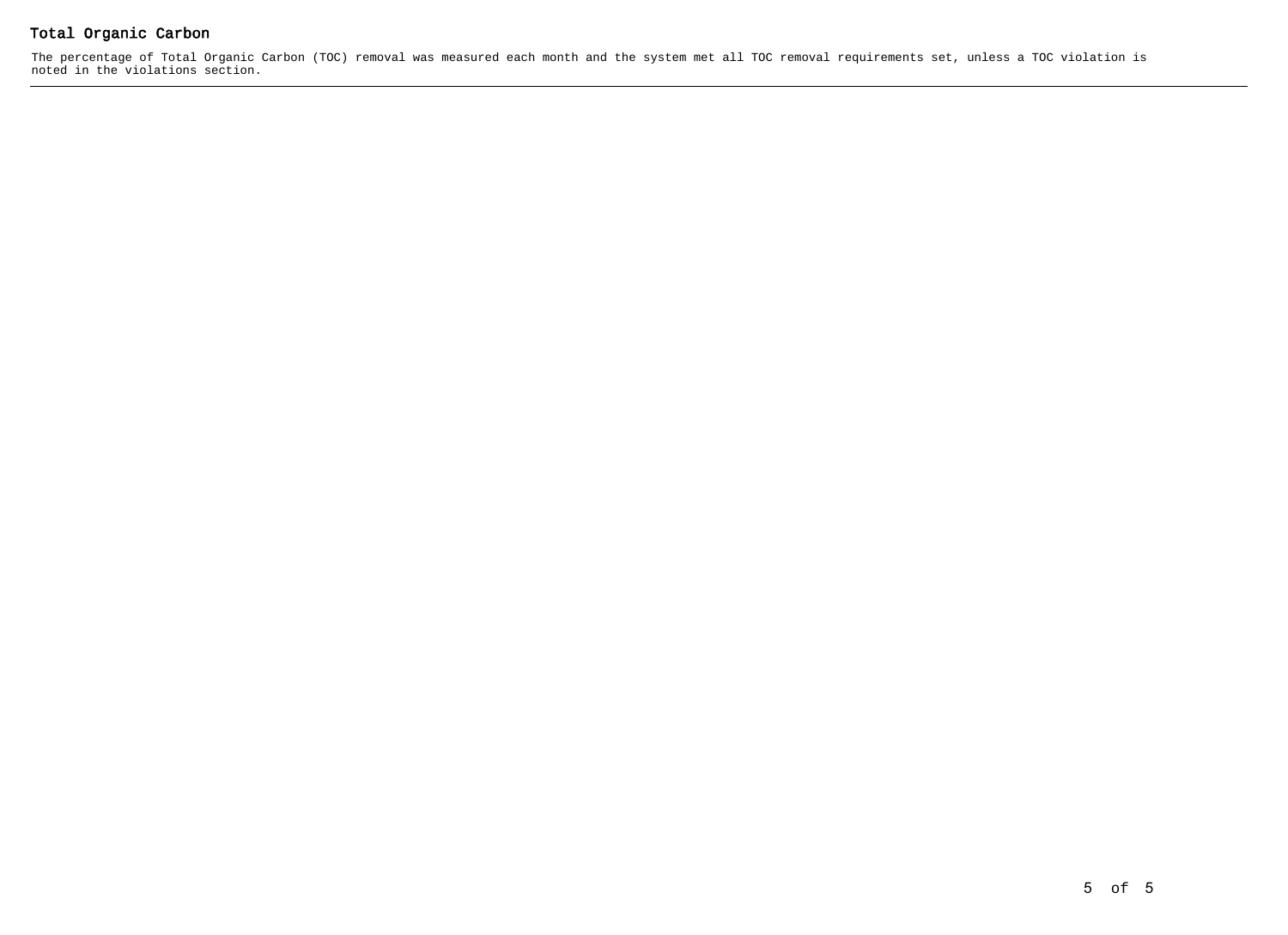## Total Organic Carbon

The percentage of Total Organic Carbon (TOC) removal was measured each month and the system met all TOC removal requirements set, unless a TOC violation is noted in the violations section.